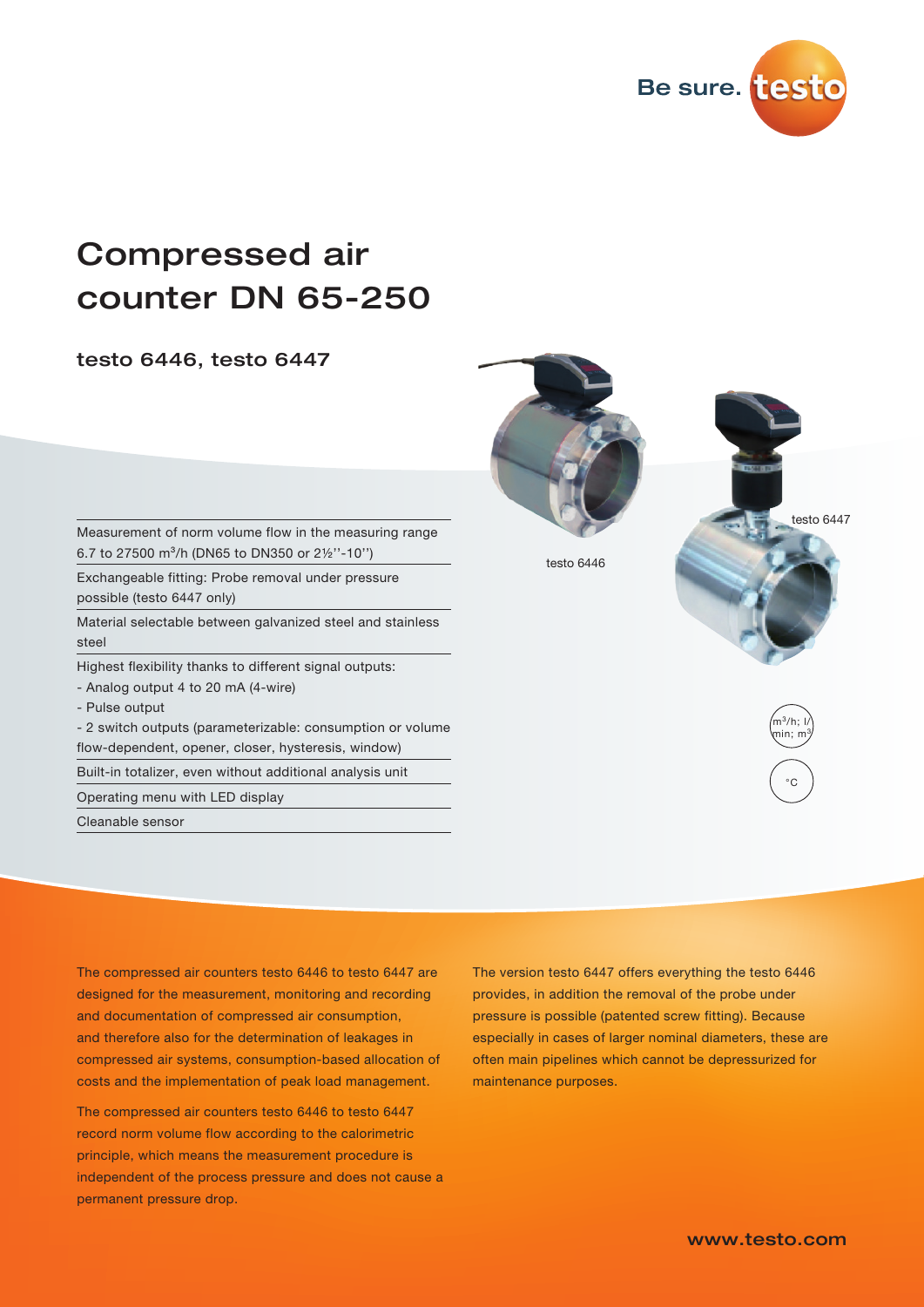# Compressed air counter DN 65-250

## testo 6446, testo 6447

testo 6446

testo 6447

- Measurement of norm volume flow in the measuring range 6.7 to 27500 m³/h (DN65 to DN350 or 2½''-10'')
- Exchangeable fitting: Probe removal under pressure possible (testo 6447 only)
- Material selectable between galvanized steel and stainless steel
- Highest flexibility thanks to different signal outputs:
  - Analog output 4 to 20 mA (4-wire)
  - Pulse output
  - 2 switch outputs (parameterizable: consumption or volume flow-dependent, opener, closer, hysteresis, window)
- Built-in totalizer, even without additional analysis unit
- Operating menu with LED display
- Cleanable sensor

m³/h; l/min; m³

°C

The compressed air counters testo 6446 to testo 6447 are designed for the measurement, monitoring and recording and documentation of compressed air consumption, and therefore also for the determination of leakages in compressed air systems, consumption-based allocation of costs and the implementation of peak load management.

The compressed air counters testo 6446 to testo 6447 record norm volume flow according to the calorimetric principle, which means the measurement procedure is independent of the process pressure and does not cause a permanent pressure drop.

The version testo 6447 offers everything the testo 6446 provides, in addition the removal of the probe under pressure is possible (patented screw fitting). Because especially in cases of larger nominal diameters, these are often main pipelines which cannot be depressurized for maintenance purposes.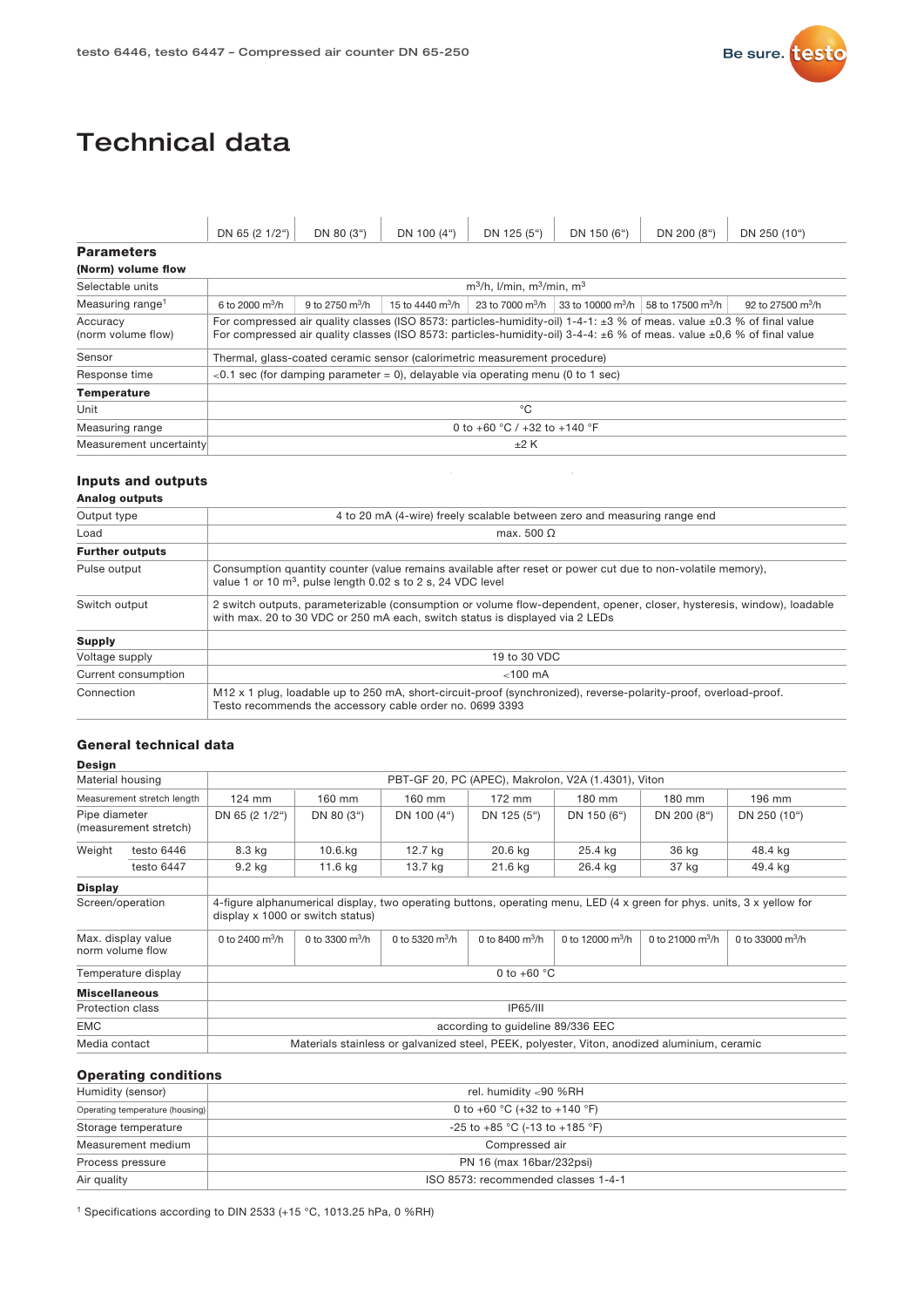# Technical data

| | DN 65 (2 1/2") | DN 80 (3") | DN 100 (4") | DN 125 (5") | DN 150 (6") | DN 200 (8") | DN 250 (10") |
|---|---|---|---|---|---|---|---|
| **Parameters** | | | | | | | |
| **(Norm) volume flow** | | | | | | | |
| Selectable units | $m^3/h$, l/min, $m^3/min$, $m^3$ | | | | | | |
| Measuring range[1] | 6 to 2000 $m^3/h$ | 9 to 2750 $m^3/h$ | 15 to 4440 $m^3/h$ | 23 to 7000 $m^3/h$ | 33 to 10000 $m^3/h$ | 58 to 17500 $m^3/h$ | 92 to 27500 $m^3/h$ |
| Accuracy (norm volume flow) | For compressed air quality classes (ISO 8573: particles-humidity-oil) 1-4-1: ±3 % of meas. value ±0.3 % of final value<br>For compressed air quality classes (ISO 8573: particles-humidity-oil) 3-4-4: ±6 % of meas. value ±0,6 % of final value | | | | | | |
| Sensor | Thermal, glass-coated ceramic sensor (calorimetric measurement procedure) | | | | | | |
| Response time | <0.1 sec (for damping parameter = 0), delayable via operating menu (0 to 1 sec) | | | | | | |
| **Temperature** | | | | | | | |
| Unit | °C | | | | | | |
| Measuring range | 0 to +60 °C / +32 to +140 °F | | | | | | |
| Measurement uncertainty | ±2 K | | | | | | |

## Inputs and outputs

| **Analog outputs** | |
|---|---|
| Output type | 4 to 20 mA (4-wire) freely scalable between zero and measuring range end |
| Load | max. 500 Ω |
| **Further outputs** | |
| Pulse output | Consumption quantity counter (value remains available after reset or power cut due to non-volatile memory), value 1 or 10 $m^3$, pulse length 0.02 s to 2 s, 24 VDC level |
| Switch output | 2 switch outputs, parameterizable (consumption or volume flow-dependent, opener, closer, hysteresis, window), loadable with max. 20 to 30 VDC or 250 mA each, switch status is displayed via 2 LEDs |
| **Supply** | |
| Voltage supply | 19 to 30 VDC |
| Current consumption | <100 mA |
| Connection | M12 x 1 plug, loadable up to 250 mA, short-circuit-proof (synchronized), reverse-polarity-proof, overload-proof. Testo recommends the accessory cable order no. 0699 3393 |

## General technical data

| **Design** | | | | | | | | |
|---|---|---|---|---|---|---|---|---|
| Material housing | | PBT-GF 20, PC (APEC), Makrolon, V2A (1.4301), Viton | | | | | | |
| Measurement stretch length | | 124 mm | 160 mm | 160 mm | 172 mm | 180 mm | 180 mm | 196 mm |
| Pipe diameter (measurement stretch) | | DN 65 (2 1/2") | DN 80 (3") | DN 100 (4") | DN 125 (5") | DN 150 (6") | DN 200 (8") | DN 250 (10") |
| Weight | testo 6446 | 8.3 kg | 10.6.kg | 12.7 kg | 20.6 kg | 25.4 kg | 36 kg | 48.4 kg |
| | testo 6447 | 9.2 kg | 11.6 kg | 13.7 kg | 21.6 kg | 26.4 kg | 37 kg | 49.4 kg |
| **Display** | | | | | | | | |
| Screen/operation | | 4-figure alphanumerical display, two operating buttons, operating menu, LED (4 x green for phys. units, 3 x yellow for display x 1000 or switch status) | | | | | | |
| Max. display value norm volume flow | | 0 to 2400 $m^3/h$ | 0 to 3300 $m^3/h$ | 0 to 5320 $m^3/h$ | 0 to 8400 $m^3/h$ | 0 to 12000 $m^3/h$ | 0 to 21000 $m^3/h$ | 0 to 33000 $m^3/h$ |
| Temperature display | | 0 to +60 °C | | | | | | |
| **Miscellaneous** | | | | | | | | |
| Protection class | | IP65/III | | | | | | |
| EMC | | according to guideline 89/336 EEC | | | | | | |
| Media contact | | Materials stainless or galvanized steel, PEEK, polyester, Viton, anodized aluminium, ceramic | | | | | | |

## Operating conditions

| | |
|---|---|
| Humidity (sensor) | rel. humidity <90 %RH |
| Operating temperature (housing) | 0 to +60 °C (+32 to +140 °F) |
| Storage temperature | -25 to +85 °C (-13 to +185 °F) |
| Measurement medium | Compressed air |
| Process pressure | PN 16 (max 16bar/232psi) |
| Air quality | ISO 8573: recommended classes 1-4-1 |

[1] Specifications according to DIN 2533 (+15 °C, 1013.25 hPa, 0 %RH)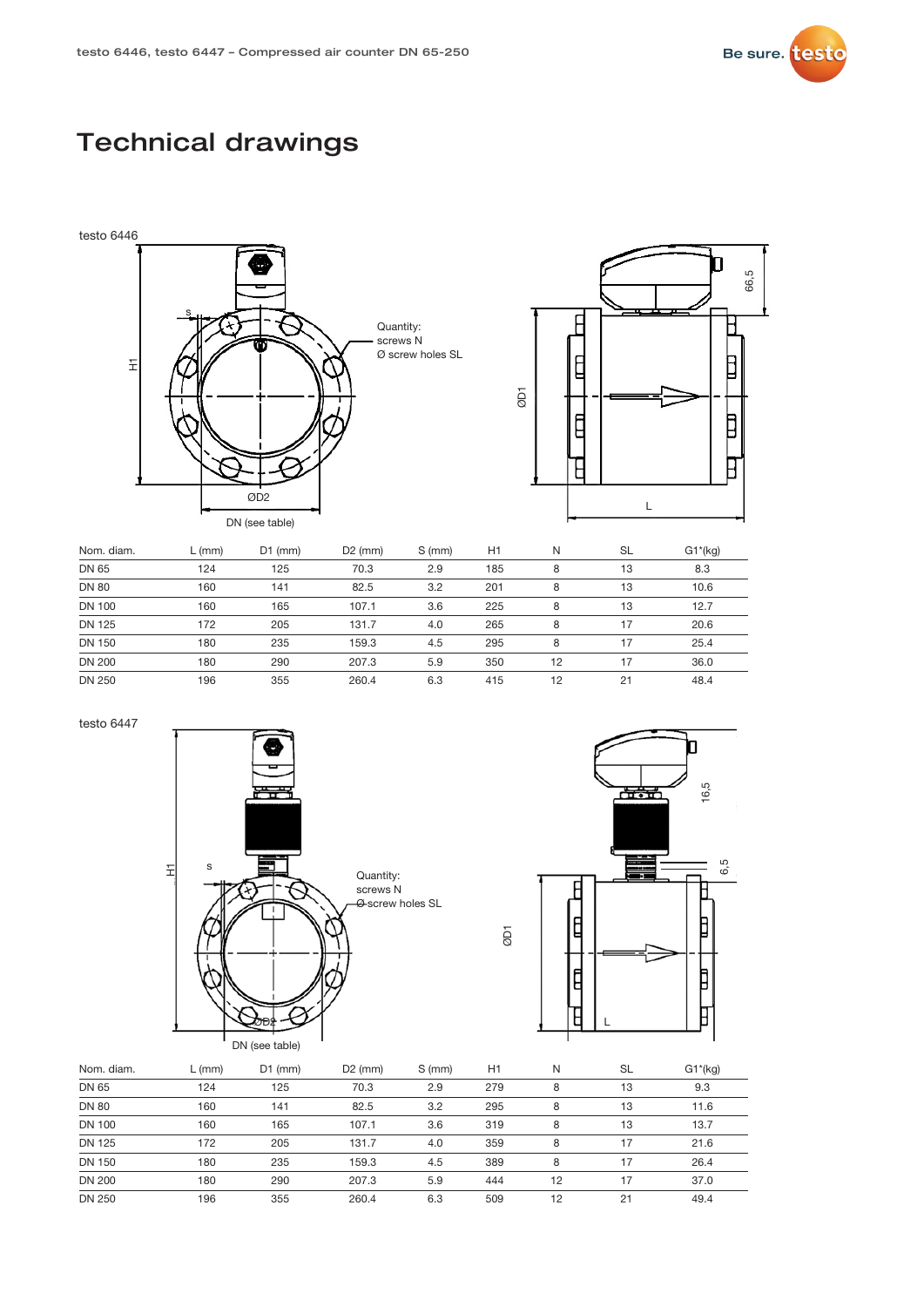# Technical drawings

testo 6446

Quantity:
screws N
Ø screw holes SL

DN (see table)

| Nom. diam. | L (mm) | D1 (mm) | D2 (mm) | S (mm) | H1 | N | SL | G1*(kg) |
|---|---|---|---|---|---|---|---|---|
| DN 65 | 124 | 125 | 70.3 | 2.9 | 185 | 8 | 13 | 8.3 |
| DN 80 | 160 | 141 | 82.5 | 3.2 | 201 | 8 | 13 | 10.6 |
| DN 100 | 160 | 165 | 107.1 | 3.6 | 225 | 8 | 13 | 12.7 |
| DN 125 | 172 | 205 | 131.7 | 4.0 | 265 | 8 | 17 | 20.6 |
| DN 150 | 180 | 235 | 159.3 | 4.5 | 295 | 8 | 17 | 25.4 |
| DN 200 | 180 | 290 | 207.3 | 5.9 | 350 | 12 | 17 | 36.0 |
| DN 250 | 196 | 355 | 260.4 | 6.3 | 415 | 12 | 21 | 48.4 |

testo 6447

Quantity:
screws N
Ø screw holes SL

DN (see table)

| Nom. diam. | L (mm) | D1 (mm) | D2 (mm) | S (mm) | H1 | N | SL | G1*(kg) |
|---|---|---|---|---|---|---|---|---|
| DN 65 | 124 | 125 | 70.3 | 2.9 | 279 | 8 | 13 | 9.3 |
| DN 80 | 160 | 141 | 82.5 | 3.2 | 295 | 8 | 13 | 11.6 |
| DN 100 | 160 | 165 | 107.1 | 3.6 | 319 | 8 | 13 | 13.7 |
| DN 125 | 172 | 205 | 131.7 | 4.0 | 359 | 8 | 17 | 21.6 |
| DN 150 | 180 | 235 | 159.3 | 4.5 | 389 | 8 | 17 | 26.4 |
| DN 200 | 180 | 290 | 207.3 | 5.9 | 444 | 12 | 17 | 37.0 |
| DN 250 | 196 | 355 | 260.4 | 6.3 | 509 | 12 | 21 | 49.4 |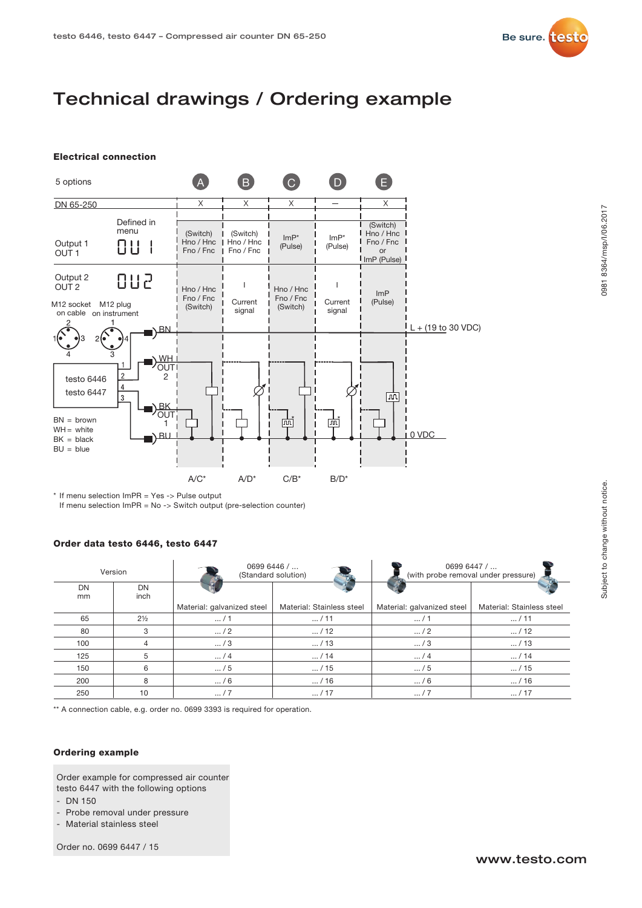# Technical drawings / Ordering example

### Electrical connection

5 options

| | A | B | C | D | E |
|---|---|---|---|---|---|
| DN 65-250 | X | X | X | – | X |
| Output 1 OUT 1 (Defined in menu: OU1) | (Switch) Hno / Hnc Fno / Fnc | (Switch) Hno / Hnc Fno / Fnc | ImP* (Pulse) | ImP* (Pulse) | (Switch) Hno / Hnc Fno / Fnc or ImP (Pulse) |
| Output 2 OUT 2 (OU2) | Hno / Hnc Fno / Fnc (Switch) | I Current signal | Hno / Hnc Fno / Fnc (Switch) | I Current signal | ImP (Pulse) |

M12 socket on cable

M12 plug on instrument

testo 6446
testo 6447

BN = brown
WH = white
BK = black
BU = blue

BN — L + (19 to 30 VDC)
WH — OUT 2
BK — OUT 1
BU — 0 VDC

A/C* A/D* C/B* B/D*

\* If menu selection ImPR = Yes -> Pulse output
If menu selection ImPR = No -> Switch output (pre-selection counter)

### Order data testo 6446, testo 6447

| Version | | 0699 6446 / ... (Standard solution) | | 0699 6447 / ... (with probe removal under pressure) | |
|---|---|---|---|---|---|
| DN mm | DN inch | Material: galvanized steel | Material: Stainless steel | Material: galvanized steel | Material: Stainless steel |
| 65 | 2½ | ... / 1 | ... / 11 | ... / 1 | ... / 11 |
| 80 | 3 | ... / 2 | ... / 12 | ... / 2 | ... / 12 |
| 100 | 4 | ... / 3 | ... / 13 | ... / 3 | ... / 13 |
| 125 | 5 | ... / 4 | ... / 14 | ... / 4 | ... / 14 |
| 150 | 6 | ... / 5 | ... / 15 | ... / 5 | ... / 15 |
| 200 | 8 | ... / 6 | ... / 16 | ... / 6 | ... / 16 |
| 250 | 10 | ... / 7 | ... / 17 | ... / 7 | ... / 17 |

\*\* A connection cable, e.g. order no. 0699 3393 is required for operation.

### Ordering example

Order example for compressed air counter testo 6447 with the following options

- DN 150
- Probe removal under pressure
- Material stainless steel

Order no. 0699 6447 / 15

0981 8364/msp/I/06.2017

Subject to change without notice.

www.testo.com